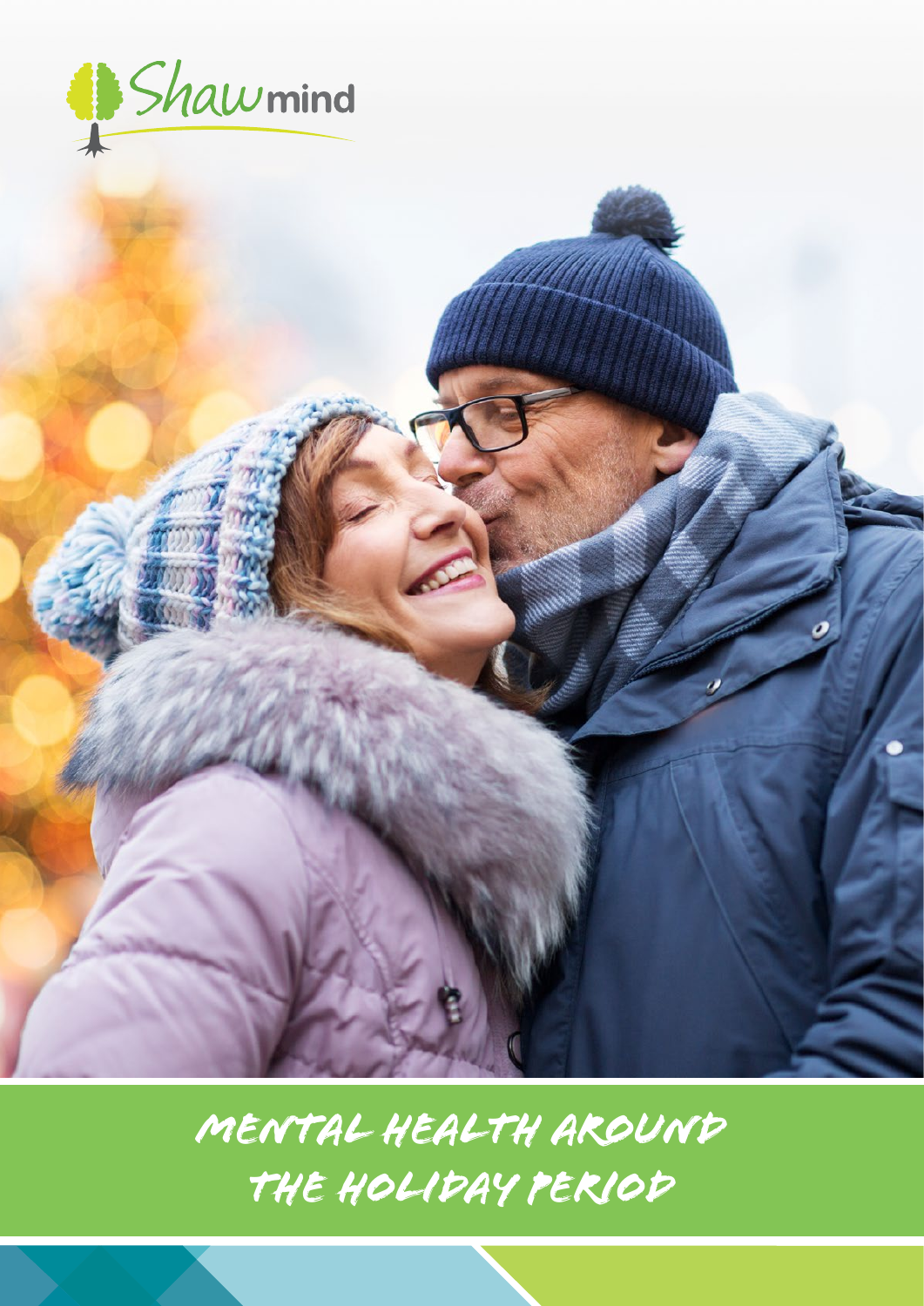Shawmind

# MENTAL HEALTH AROUND THE HOLIDAY PERIOD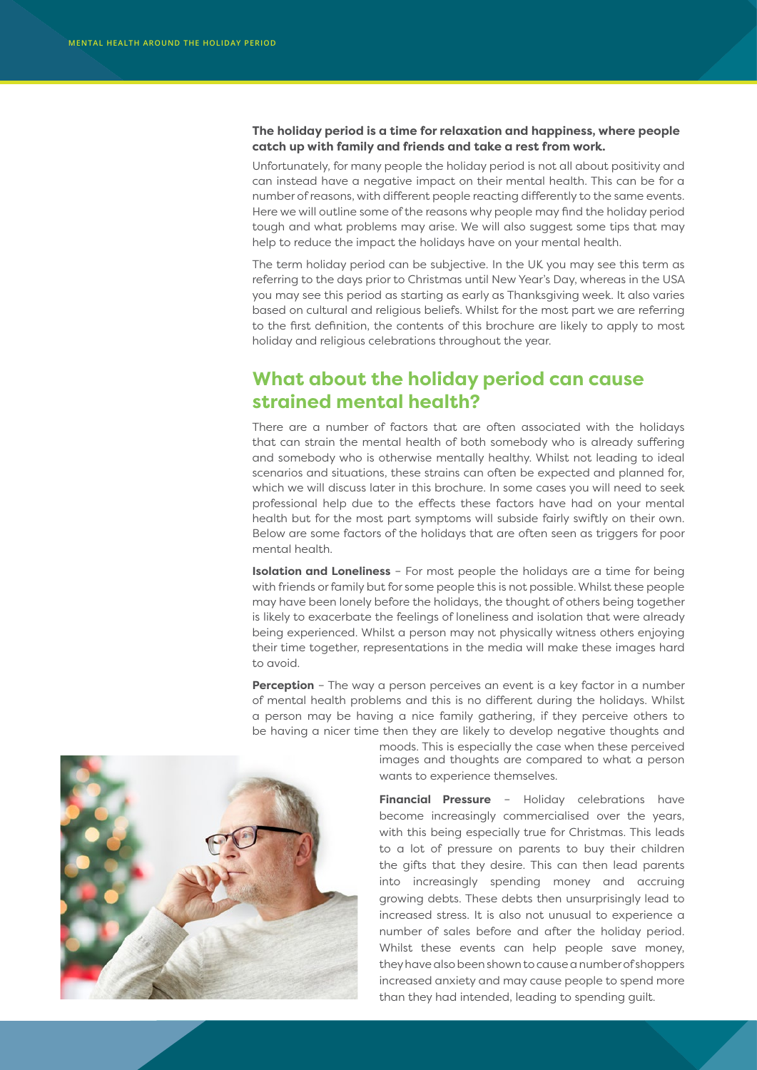**The holiday period is a time for relaxation and happiness, where people catch up with family and friends and take a rest from work.**

Unfortunately, for many people the holiday period is not all about positivity and can instead have a negative impact on their mental health. This can be for a number of reasons, with different people reacting differently to the same events. Here we will outline some of the reasons why people may find the holiday period tough and what problems may arise. We will also suggest some tips that may help to reduce the impact the holidays have on your mental health.

The term holiday period can be subjective. In the UK you may see this term as referring to the days prior to Christmas until New Year's Day, whereas in the USA you may see this period as starting as early as Thanksgiving week. It also varies based on cultural and religious beliefs. Whilst for the most part we are referring to the first definition, the contents of this brochure are likely to apply to most holiday and religious celebrations throughout the year.

## What about the holiday period can cause strained mental health?

There are a number of factors that are often associated with the holidays that can strain the mental health of both somebody who is already suffering and somebody who is otherwise mentally healthy. Whilst not leading to ideal scenarios and situations, these strains can often be expected and planned for, which we will discuss later in this brochure. In some cases you will need to seek professional help due to the effects these factors have had on your mental health but for the most part symptoms will subside fairly swiftly on their own. Below are some factors of the holidays that are often seen as triggers for poor mental health.

**Isolation and Loneliness** – For most people the holidays are a time for being with friends or family but for some people this is not possible. Whilst these people may have been lonely before the holidays, the thought of others being together is likely to exacerbate the feelings of loneliness and isolation that were already being experienced. Whilst a person may not physically witness others enjoying their time together, representations in the media will make these images hard to avoid.

**Perception** – The way a person perceives an event is a key factor in a number of mental health problems and this is no different during the holidays. Whilst a person may be having a nice family gathering, if they perceive others to be having a nicer time then they are likely to develop negative thoughts and moods. This is especially the case when these perceived images and thoughts are compared to what a person wants to experience themselves.

**Financial Pressure** – Holiday celebrations have become increasingly commercialised over the years, with this being especially true for Christmas. This leads to a lot of pressure on parents to buy their children the gifts that they desire. This can then lead parents into increasingly spending money and accruing growing debts. These debts then unsurprisingly lead to increased stress. It is also not unusual to experience a number of sales before and after the holiday period. Whilst these events can help people save money, they have also been shown to cause a number of shoppers increased anxiety and may cause people to spend more than they had intended, leading to spending guilt.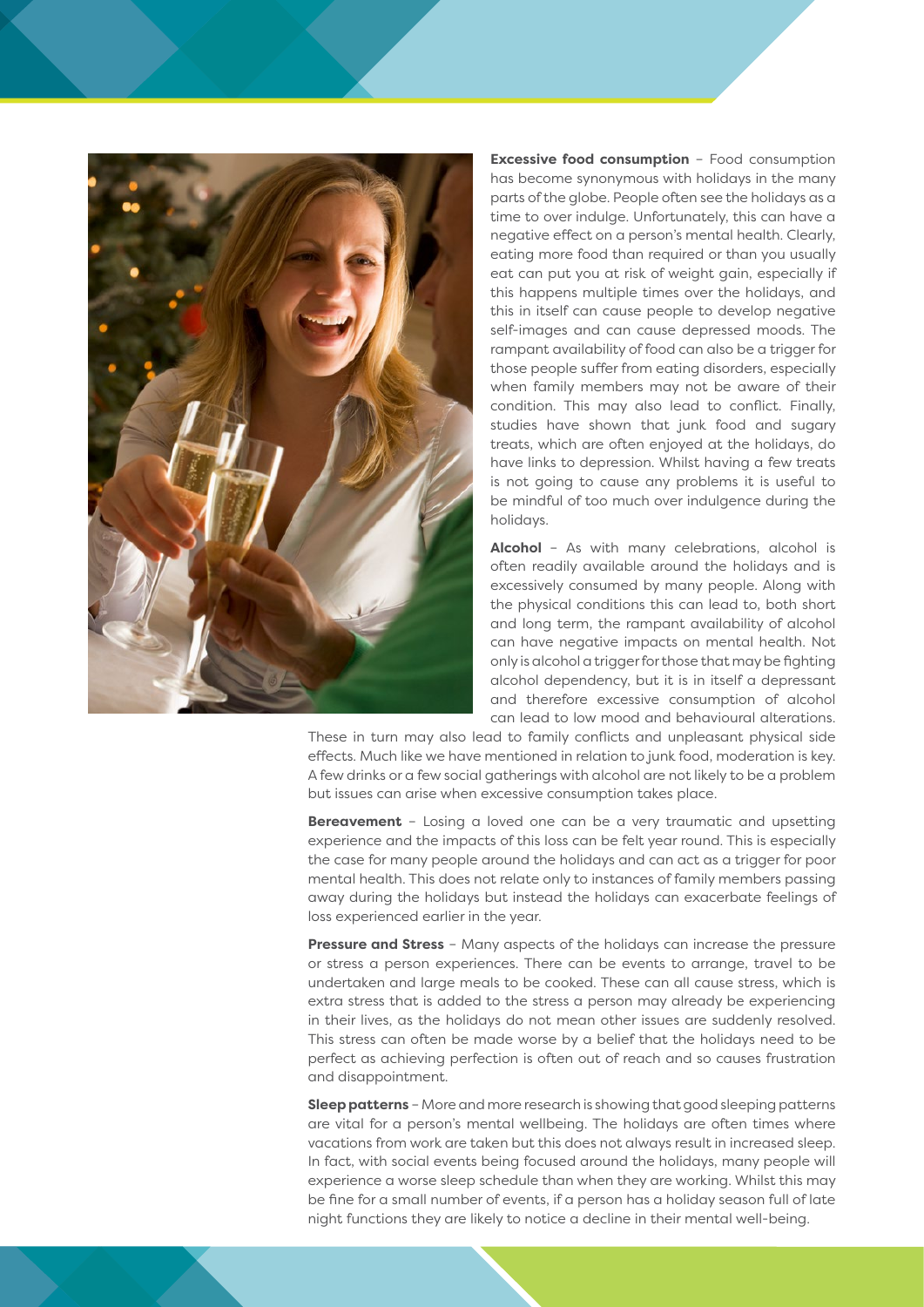**Excessive food consumption** – Food consumption has become synonymous with holidays in the many parts of the globe. People often see the holidays as a time to over indulge. Unfortunately, this can have a negative effect on a person's mental health. Clearly, eating more food than required or than you usually eat can put you at risk of weight gain, especially if this happens multiple times over the holidays, and this in itself can cause people to develop negative self-images and can cause depressed moods. The rampant availability of food can also be a trigger for those people suffer from eating disorders, especially when family members may not be aware of their condition. This may also lead to conflict. Finally, studies have shown that junk food and sugary treats, which are often enjoyed at the holidays, do have links to depression. Whilst having a few treats is not going to cause any problems it is useful to be mindful of too much over indulgence during the holidays.

**Alcohol** – As with many celebrations, alcohol is often readily available around the holidays and is excessively consumed by many people. Along with the physical conditions this can lead to, both short and long term, the rampant availability of alcohol can have negative impacts on mental health. Not only is alcohol a trigger for those that may be fighting alcohol dependency, but it is in itself a depressant and therefore excessive consumption of alcohol can lead to low mood and behavioural alterations. These in turn may also lead to family conflicts and unpleasant physical side effects. Much like we have mentioned in relation to junk food, moderation is key. A few drinks or a few social gatherings with alcohol are not likely to be a problem but issues can arise when excessive consumption takes place.

**Bereavement** – Losing a loved one can be a very traumatic and upsetting experience and the impacts of this loss can be felt year round. This is especially the case for many people around the holidays and can act as a trigger for poor mental health. This does not relate only to instances of family members passing away during the holidays but instead the holidays can exacerbate feelings of loss experienced earlier in the year.

**Pressure and Stress** – Many aspects of the holidays can increase the pressure or stress a person experiences. There can be events to arrange, travel to be undertaken and large meals to be cooked. These can all cause stress, which is extra stress that is added to the stress a person may already be experiencing in their lives, as the holidays do not mean other issues are suddenly resolved. This stress can often be made worse by a belief that the holidays need to be perfect as achieving perfection is often out of reach and so causes frustration and disappointment.

**Sleep patterns** – More and more research is showing that good sleeping patterns are vital for a person's mental wellbeing. The holidays are often times where vacations from work are taken but this does not always result in increased sleep. In fact, with social events being focused around the holidays, many people will experience a worse sleep schedule than when they are working. Whilst this may be fine for a small number of events, if a person has a holiday season full of late night functions they are likely to notice a decline in their mental well-being.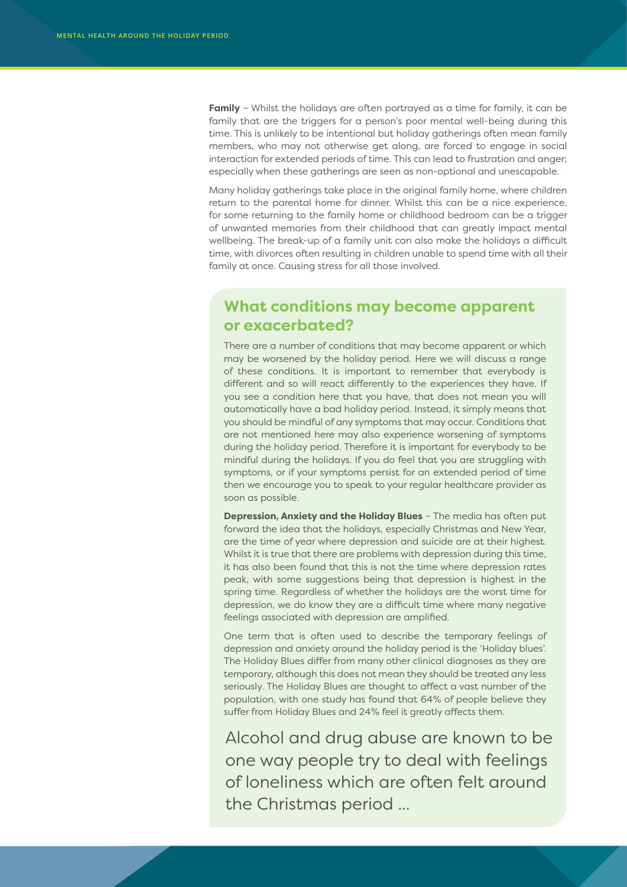**Family** – Whilst the holidays are often portrayed as a time for family, it can be family that are the triggers for a person's poor mental well-being during this time. This is unlikely to be intentional but holiday gatherings often mean family members, who may not otherwise get along, are forced to engage in social interaction for extended periods of time. This can lead to frustration and anger; especially when these gatherings are seen as non-optional and unescapable.

Many holiday gatherings take place in the original family home, where children return to the parental home for dinner. Whilst this can be a nice experience, for some returning to the family home or childhood bedroom can be a trigger of unwanted memories from their childhood that can greatly impact mental wellbeing. The break-up of a family unit can also make the holidays a difficult time, with divorces often resulting in children unable to spend time with all their family at once. Causing stress for all those involved.

## What conditions may become apparent or exacerbated?

There are a number of conditions that may become apparent or which may be worsened by the holiday period. Here we will discuss a range of these conditions. It is important to remember that everybody is different and so will react differently to the experiences they have. If you see a condition here that you have, that does not mean you will automatically have a bad holiday period. Instead, it simply means that you should be mindful of any symptoms that may occur. Conditions that are not mentioned here may also experience worsening of symptoms during the holiday period. Therefore it is important for everybody to be mindful during the holidays. If you do feel that you are struggling with symptoms, or if your symptoms persist for an extended period of time then we encourage you to speak to your regular healthcare provider as soon as possible.

**Depression, Anxiety and the Holiday Blues** – The media has often put forward the idea that the holidays, especially Christmas and New Year, are the time of year where depression and suicide are at their highest. Whilst it is true that there are problems with depression during this time, it has also been found that this is not the time where depression rates peak, with some suggestions being that depression is highest in the spring time. Regardless of whether the holidays are the worst time for depression, we do know they are a difficult time where many negative feelings associated with depression are amplified.

One term that is often used to describe the temporary feelings of depression and anxiety around the holiday period is the 'Holiday blues'. The Holiday Blues differ from many other clinical diagnoses as they are temporary, although this does not mean they should be treated any less seriously. The Holiday Blues are thought to affect a vast number of the population, with one study has found that 64% of people believe they suffer from Holiday Blues and 24% feel it greatly affects them.

> Alcohol and drug abuse are known to be one way people try to deal with feelings of loneliness which are often felt around the Christmas period ...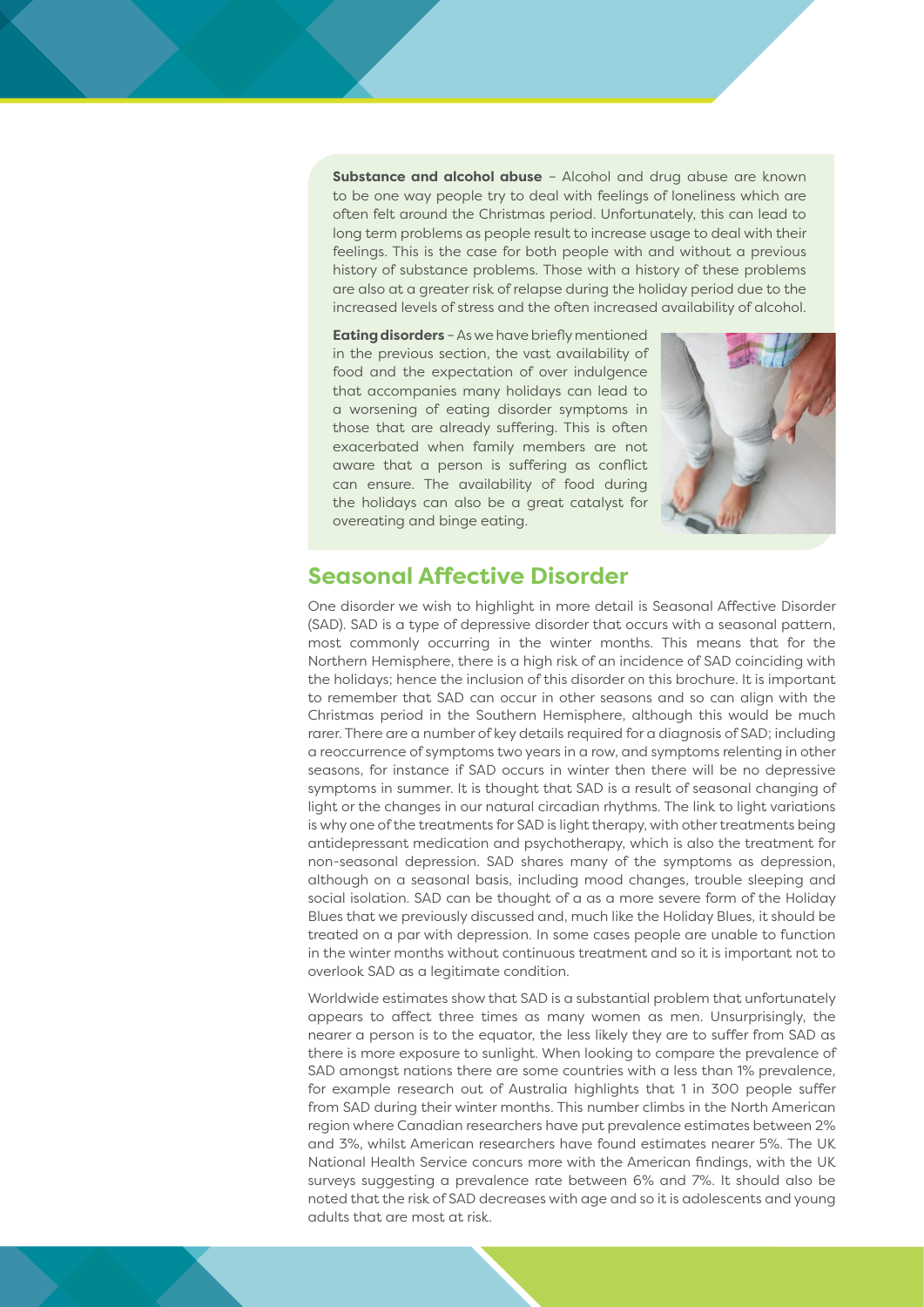**Substance and alcohol abuse** – Alcohol and drug abuse are known to be one way people try to deal with feelings of loneliness which are often felt around the Christmas period. Unfortunately, this can lead to long term problems as people result to increase usage to deal with their feelings. This is the case for both people with and without a previous history of substance problems. Those with a history of these problems are also at a greater risk of relapse during the holiday period due to the increased levels of stress and the often increased availability of alcohol.

**Eating disorders** – As we have briefly mentioned in the previous section, the vast availability of food and the expectation of over indulgence that accompanies many holidays can lead to a worsening of eating disorder symptoms in those that are already suffering. This is often exacerbated when family members are not aware that a person is suffering as conflict can ensure. The availability of food during the holidays can also be a great catalyst for overeating and binge eating.

## Seasonal Affective Disorder

One disorder we wish to highlight in more detail is Seasonal Affective Disorder (SAD). SAD is a type of depressive disorder that occurs with a seasonal pattern, most commonly occurring in the winter months. This means that for the Northern Hemisphere, there is a high risk of an incidence of SAD coinciding with the holidays; hence the inclusion of this disorder on this brochure. It is important to remember that SAD can occur in other seasons and so can align with the Christmas period in the Southern Hemisphere, although this would be much rarer. There are a number of key details required for a diagnosis of SAD; including a reoccurrence of symptoms two years in a row, and symptoms relenting in other seasons, for instance if SAD occurs in winter then there will be no depressive symptoms in summer. It is thought that SAD is a result of seasonal changing of light or the changes in our natural circadian rhythms. The link to light variations is why one of the treatments for SAD is light therapy, with other treatments being antidepressant medication and psychotherapy, which is also the treatment for non-seasonal depression. SAD shares many of the symptoms as depression, although on a seasonal basis, including mood changes, trouble sleeping and social isolation. SAD can be thought of a as a more severe form of the Holiday Blues that we previously discussed and, much like the Holiday Blues, it should be treated on a par with depression. In some cases people are unable to function in the winter months without continuous treatment and so it is important not to overlook SAD as a legitimate condition.

Worldwide estimates show that SAD is a substantial problem that unfortunately appears to affect three times as many women as men. Unsurprisingly, the nearer a person is to the equator, the less likely they are to suffer from SAD as there is more exposure to sunlight. When looking to compare the prevalence of SAD amongst nations there are some countries with a less than 1% prevalence, for example research out of Australia highlights that 1 in 300 people suffer from SAD during their winter months. This number climbs in the North American region where Canadian researchers have put prevalence estimates between 2% and 3%, whilst American researchers have found estimates nearer 5%. The UK National Health Service concurs more with the American findings, with the UK surveys suggesting a prevalence rate between 6% and 7%. It should also be noted that the risk of SAD decreases with age and so it is adolescents and young adults that are most at risk.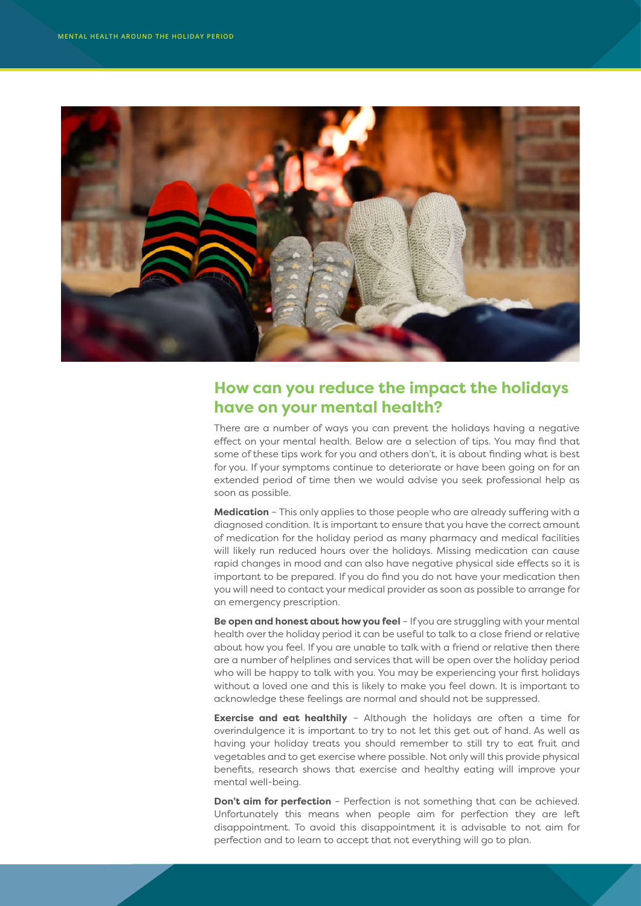## How can you reduce the impact the holidays have on your mental health?

There are a number of ways you can prevent the holidays having a negative effect on your mental health. Below are a selection of tips. You may find that some of these tips work for you and others don't, it is about finding what is best for you. If your symptoms continue to deteriorate or have been going on for an extended period of time then we would advise you seek professional help as soon as possible.

**Medication** – This only applies to those people who are already suffering with a diagnosed condition. It is important to ensure that you have the correct amount of medication for the holiday period as many pharmacy and medical facilities will likely run reduced hours over the holidays. Missing medication can cause rapid changes in mood and can also have negative physical side effects so it is important to be prepared. If you do find you do not have your medication then you will need to contact your medical provider as soon as possible to arrange for an emergency prescription.

**Be open and honest about how you feel** – If you are struggling with your mental health over the holiday period it can be useful to talk to a close friend or relative about how you feel. If you are unable to talk with a friend or relative then there are a number of helplines and services that will be open over the holiday period who will be happy to talk with you. You may be experiencing your first holidays without a loved one and this is likely to make you feel down. It is important to acknowledge these feelings are normal and should not be suppressed.

**Exercise and eat healthily** – Although the holidays are often a time for overindulgence it is important to try to not let this get out of hand. As well as having your holiday treats you should remember to still try to eat fruit and vegetables and to get exercise where possible. Not only will this provide physical benefits, research shows that exercise and healthy eating will improve your mental well-being.

**Don't aim for perfection** – Perfection is not something that can be achieved. Unfortunately this means when people aim for perfection they are left disappointment. To avoid this disappointment it is advisable to not aim for perfection and to learn to accept that not everything will go to plan.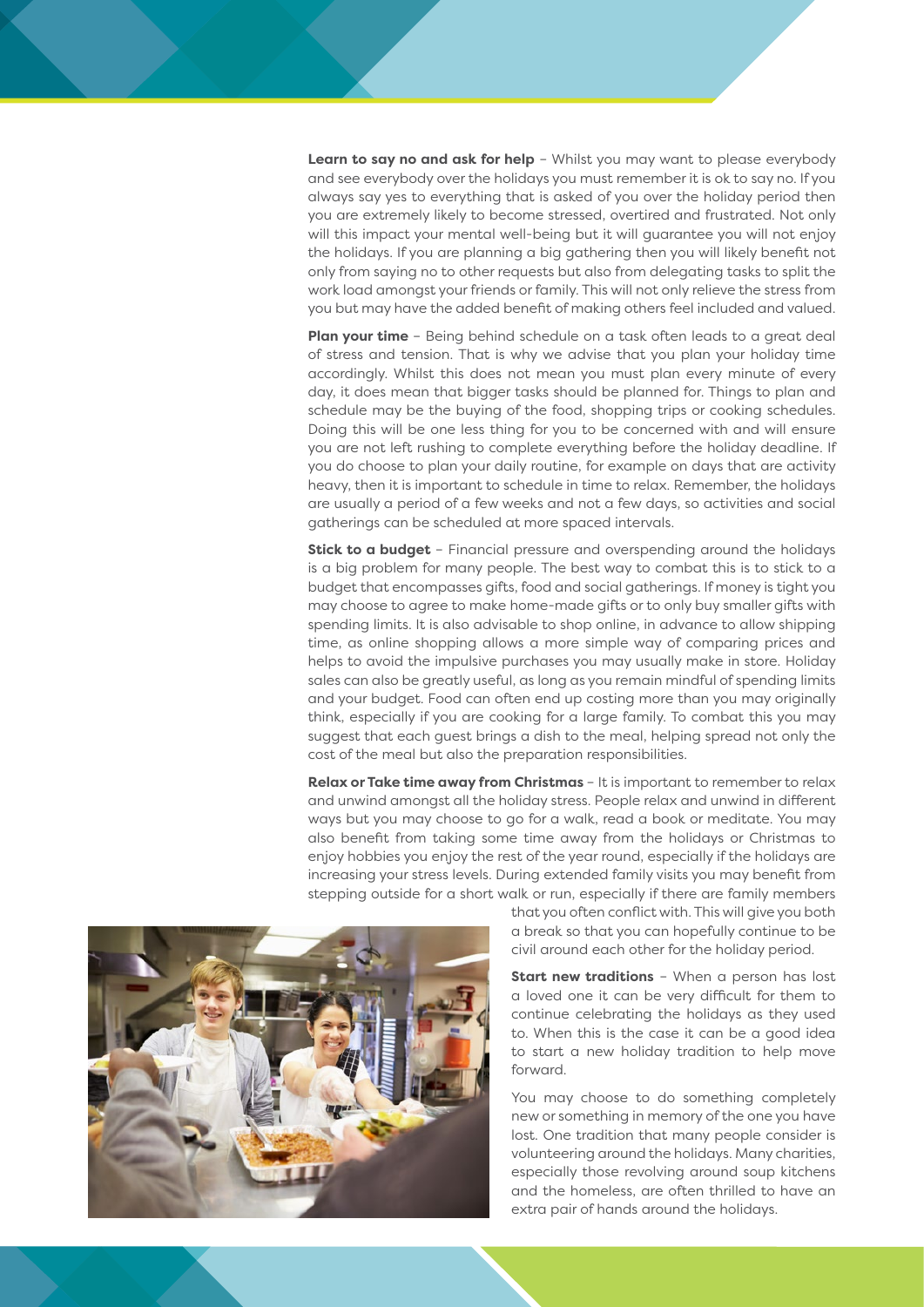**Learn to say no and ask for help** – Whilst you may want to please everybody and see everybody over the holidays you must remember it is ok to say no. If you always say yes to everything that is asked of you over the holiday period then you are extremely likely to become stressed, overtired and frustrated. Not only will this impact your mental well-being but it will guarantee you will not enjoy the holidays. If you are planning a big gathering then you will likely benefit not only from saying no to other requests but also from delegating tasks to split the work load amongst your friends or family. This will not only relieve the stress from you but may have the added benefit of making others feel included and valued.

**Plan your time** – Being behind schedule on a task often leads to a great deal of stress and tension. That is why we advise that you plan your holiday time accordingly. Whilst this does not mean you must plan every minute of every day, it does mean that bigger tasks should be planned for. Things to plan and schedule may be the buying of the food, shopping trips or cooking schedules. Doing this will be one less thing for you to be concerned with and will ensure you are not left rushing to complete everything before the holiday deadline. If you do choose to plan your daily routine, for example on days that are activity heavy, then it is important to schedule in time to relax. Remember, the holidays are usually a period of a few weeks and not a few days, so activities and social gatherings can be scheduled at more spaced intervals.

**Stick to a budget** – Financial pressure and overspending around the holidays is a big problem for many people. The best way to combat this is to stick to a budget that encompasses gifts, food and social gatherings. If money is tight you may choose to agree to make home-made gifts or to only buy smaller gifts with spending limits. It is also advisable to shop online, in advance to allow shipping time, as online shopping allows a more simple way of comparing prices and helps to avoid the impulsive purchases you may usually make in store. Holiday sales can also be greatly useful, as long as you remain mindful of spending limits and your budget. Food can often end up costing more than you may originally think, especially if you are cooking for a large family. To combat this you may suggest that each guest brings a dish to the meal, helping spread not only the cost of the meal but also the preparation responsibilities.

**Relax or Take time away from Christmas** – It is important to remember to relax and unwind amongst all the holiday stress. People relax and unwind in different ways but you may choose to go for a walk, read a book or meditate. You may also benefit from taking some time away from the holidays or Christmas to enjoy hobbies you enjoy the rest of the year round, especially if the holidays are increasing your stress levels. During extended family visits you may benefit from stepping outside for a short walk or run, especially if there are family members that you often conflict with. This will give you both a break so that you can hopefully continue to be civil around each other for the holiday period.

**Start new traditions** – When a person has lost a loved one it can be very difficult for them to continue celebrating the holidays as they used to. When this is the case it can be a good idea to start a new holiday tradition to help move forward.

You may choose to do something completely new or something in memory of the one you have lost. One tradition that many people consider is volunteering around the holidays. Many charities, especially those revolving around soup kitchens and the homeless, are often thrilled to have an extra pair of hands around the holidays.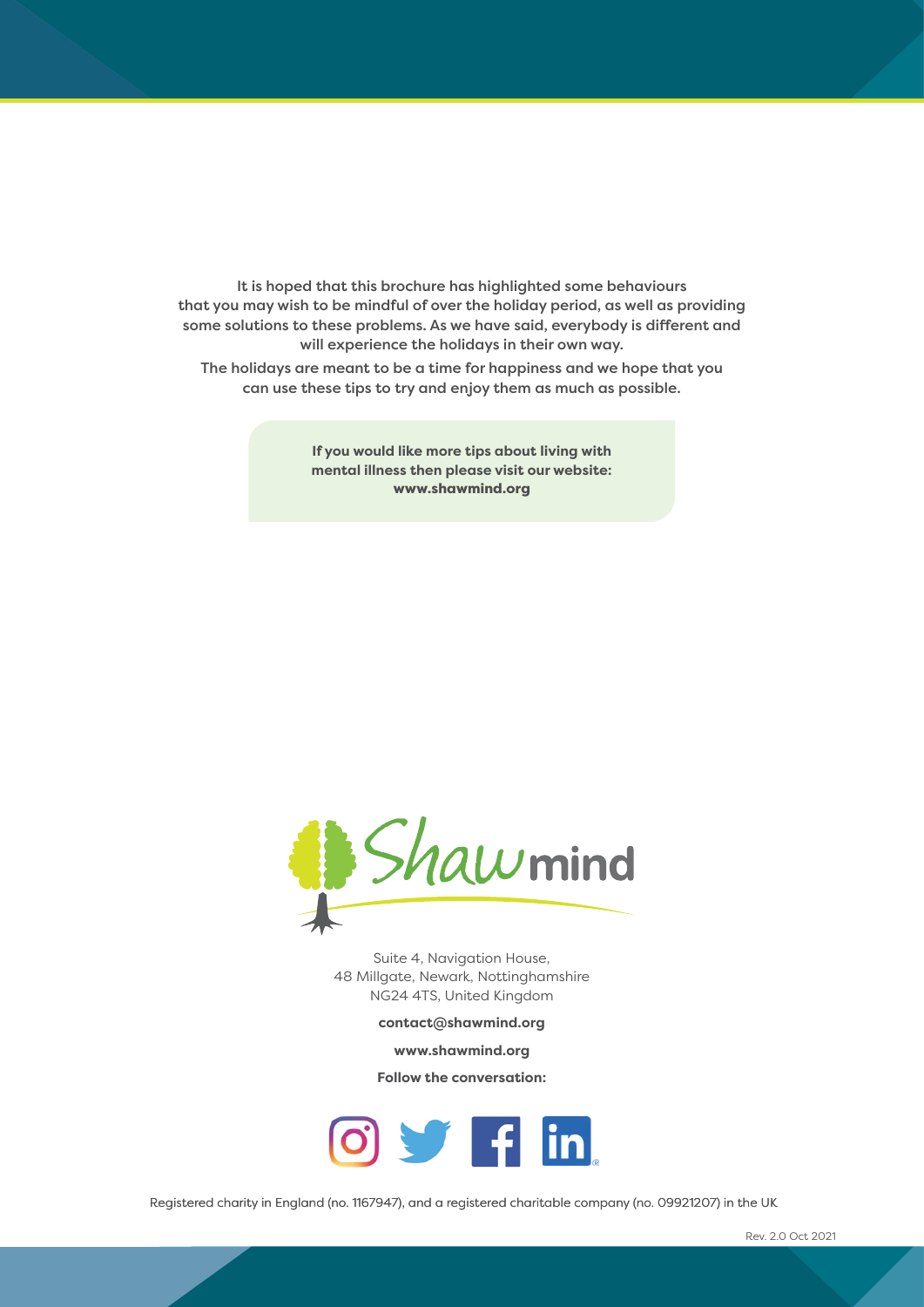It is hoped that this brochure has highlighted some behaviours that you may wish to be mindful of over the holiday period, as well as providing some solutions to these problems. As we have said, everybody is different and will experience the holidays in their own way.

The holidays are meant to be a time for happiness and we hope that you can use these tips to try and enjoy them as much as possible.

**If you would like more tips about living with mental illness then please visit our website: www.shawmind.org**

Shawmind

Suite 4, Navigation House,
48 Millgate, Newark, Nottinghamshire
NG24 4TS, United Kingdom

**contact@shawmind.org**

**www.shawmind.org**

**Follow the conversation:**

Registered charity in England (no. 1167947), and a registered charitable company (no. 09921207) in the UK.

Rev. 2.0 Oct 2021